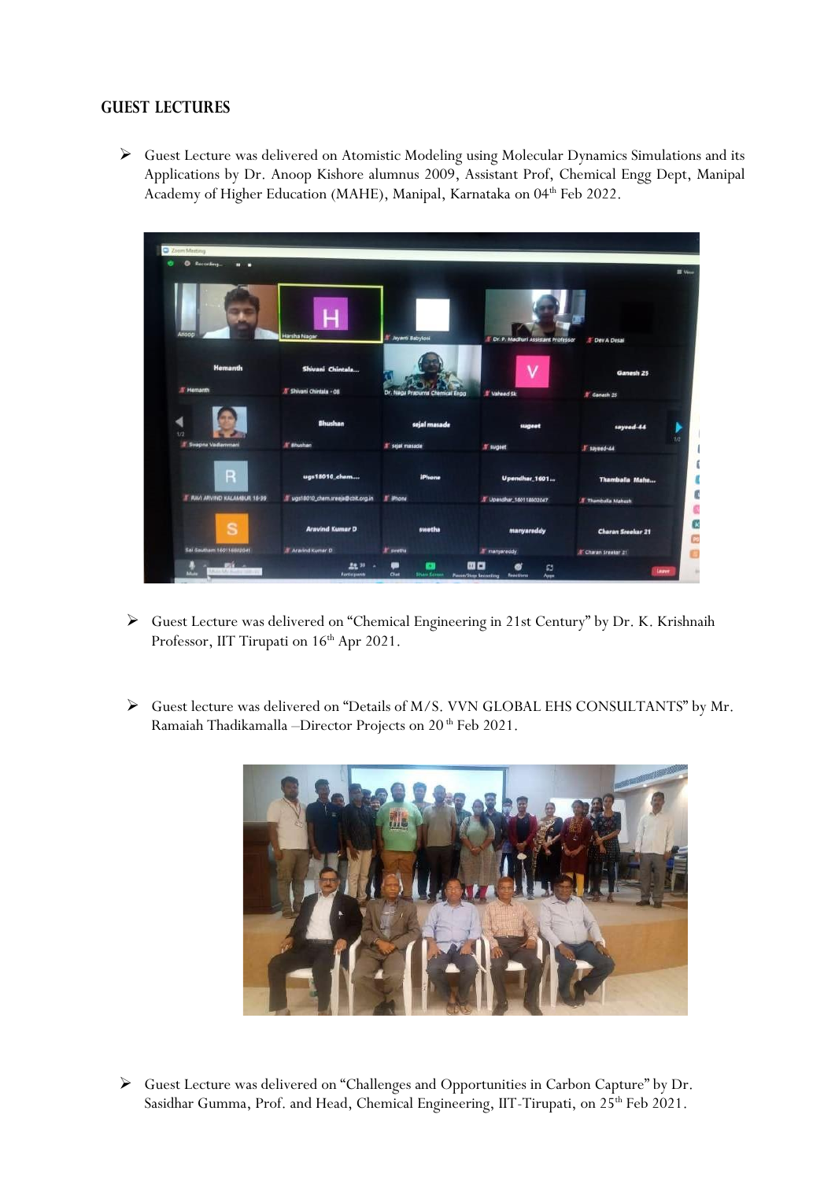## GUEST LECTURES

- Guest Lecture was delivered on Atomistic Modeling using Molecular Dynamics Simulations and its Applications by Dr. Anoop Kishore alumnus 2009, Assistant Prof, Chemical Engg Dept, Manipal Academy of Higher Education (MAHE), Manipal, Karnataka on 04th Feb 2022.

- Guest Lecture was delivered on "Chemical Engineering in 21st Century" by Dr. K. Krishnaih Professor, IIT Tirupati on 16th Apr 2021.

- Guest lecture was delivered on "Details of M/S. VVN GLOBAL EHS CONSULTANTS" by Mr. Ramaiah Thadikamalla –Director Projects on 20th Feb 2021.

- Guest Lecture was delivered on "Challenges and Opportunities in Carbon Capture" by Dr. Sasidhar Gumma, Prof. and Head, Chemical Engineering, IIT-Tirupati, on 25th Feb 2021.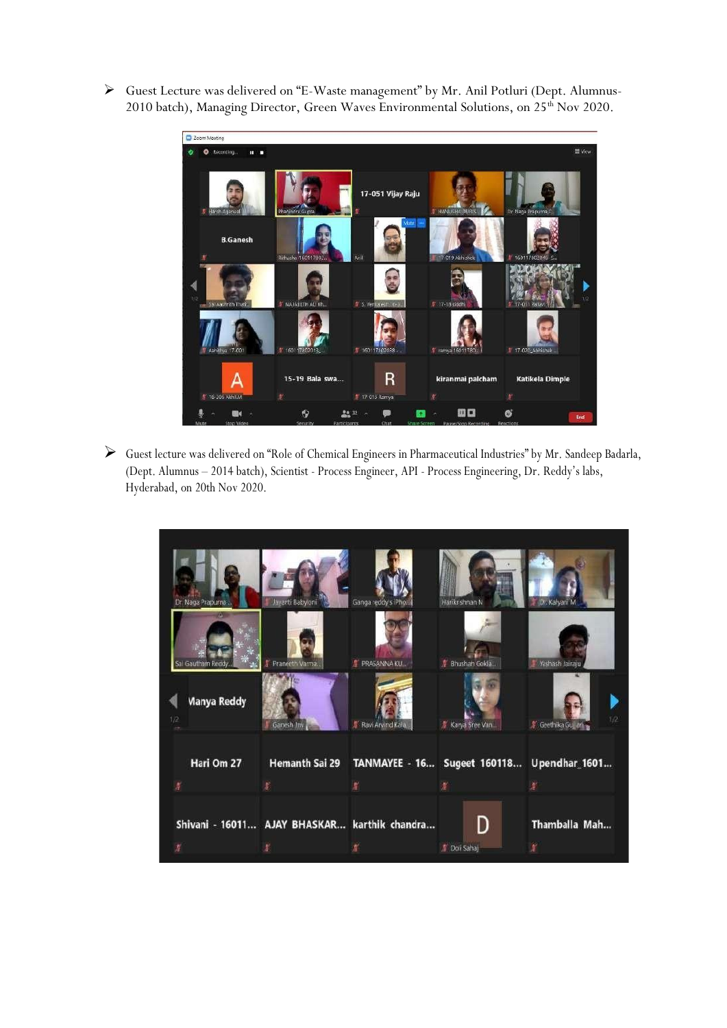- Guest Lecture was delivered on "E-Waste management" by Mr. Anil Potluri (Dept. Alumnus-2010 batch), Managing Director, Green Waves Environmental Solutions, on 25[th] Nov 2020.

- Guest lecture was delivered on "Role of Chemical Engineers in Pharmaceutical Industries" by Mr. Sandeep Badarla, (Dept. Alumnus – 2014 batch), Scientist - Process Engineer, API - Process Engineering, Dr. Reddy's labs, Hyderabad, on 20th Nov 2020.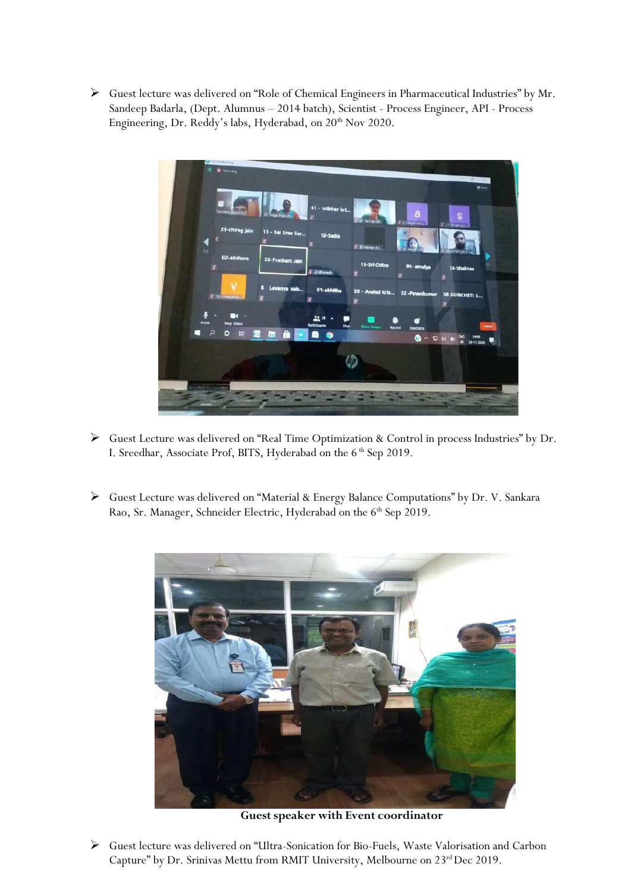- Guest lecture was delivered on "Role of Chemical Engineers in Pharmaceutical Industries" by Mr. Sandeep Badarla, (Dept. Alumnus – 2014 batch), Scientist - Process Engineer, API - Process Engineering, Dr. Reddy's labs, Hyderabad, on 20th Nov 2020.

- Guest Lecture was delivered on "Real Time Optimization & Control in process Industries" by Dr. I. Sreedhar, Associate Prof, BITS, Hyderabad on the 6th Sep 2019.

- Guest Lecture was delivered on "Material & Energy Balance Computations" by Dr. V. Sankara Rao, Sr. Manager, Schneider Electric, Hyderabad on the 6th Sep 2019.

**Guest speaker with Event coordinator**

- Guest lecture was delivered on "Ultra-Sonication for Bio-Fuels, Waste Valorisation and Carbon Capture" by Dr. Srinivas Mettu from RMIT University, Melbourne on 23rd Dec 2019.